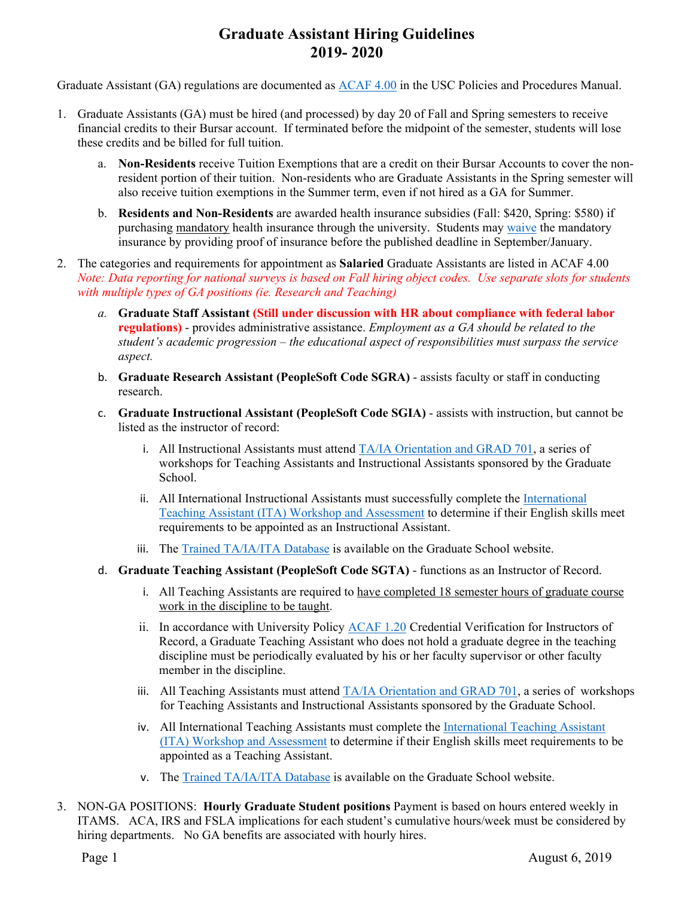# Graduate Assistant Hiring Guidelines
# 2019- 2020

Graduate Assistant (GA) regulations are documented as ACAF 4.00 in the USC Policies and Procedures Manual.

1. Graduate Assistants (GA) must be hired (and processed) by day 20 of Fall and Spring semesters to receive financial credits to their Bursar account. If terminated before the midpoint of the semester, students will lose these credits and be billed for full tuition.

   a. **Non-Residents** receive Tuition Exemptions that are a credit on their Bursar Accounts to cover the non-resident portion of their tuition. Non-residents who are Graduate Assistants in the Spring semester will also receive tuition exemptions in the Summer term, even if not hired as a GA for Summer.

   b. **Residents and Non-Residents** are awarded health insurance subsidies (Fall: $420, Spring: $580) if purchasing mandatory health insurance through the university. Students may waive the mandatory insurance by providing proof of insurance before the published deadline in September/January.

2. The categories and requirements for appointment as **Salaried** Graduate Assistants are listed in ACAF 4.00
   *Note: Data reporting for national surveys is based on Fall hiring object codes. Use separate slots for students with multiple types of GA positions (ie. Research and Teaching)*

   *a.* **Graduate Staff Assistant (Still under discussion with HR about compliance with federal labor regulations)** - provides administrative assistance. *Employment as a GA should be related to the student's academic progression – the educational aspect of responsibilities must surpass the service aspect.*

   b. **Graduate Research Assistant (PeopleSoft Code SGRA)** - assists faculty or staff in conducting research.

   c. **Graduate Instructional Assistant (PeopleSoft Code SGIA)** - assists with instruction, but cannot be listed as the instructor of record:

      i. All Instructional Assistants must attend TA/IA Orientation and GRAD 701, a series of workshops for Teaching Assistants and Instructional Assistants sponsored by the Graduate School.

      ii. All International Instructional Assistants must successfully complete the International Teaching Assistant (ITA) Workshop and Assessment to determine if their English skills meet requirements to be appointed as an Instructional Assistant.

      iii. The Trained TA/IA/ITA Database is available on the Graduate School website.

   d. **Graduate Teaching Assistant (PeopleSoft Code SGTA)** - functions as an Instructor of Record.

      i. All Teaching Assistants are required to have completed 18 semester hours of graduate course work in the discipline to be taught.

      ii. In accordance with University Policy ACAF 1.20 Credential Verification for Instructors of Record, a Graduate Teaching Assistant who does not hold a graduate degree in the teaching discipline must be periodically evaluated by his or her faculty supervisor or other faculty member in the discipline.

      iii. All Teaching Assistants must attend TA/IA Orientation and GRAD 701, a series of workshops for Teaching Assistants and Instructional Assistants sponsored by the Graduate School.

      iv. All International Teaching Assistants must complete the International Teaching Assistant (ITA) Workshop and Assessment to determine if their English skills meet requirements to be appointed as a Teaching Assistant.

      v. The Trained TA/IA/ITA Database is available on the Graduate School website.

3. NON-GA POSITIONS: **Hourly Graduate Student positions** Payment is based on hours entered weekly in ITAMS. ACA, IRS and FSLA implications for each student's cumulative hours/week must be considered by hiring departments. No GA benefits are associated with hourly hires.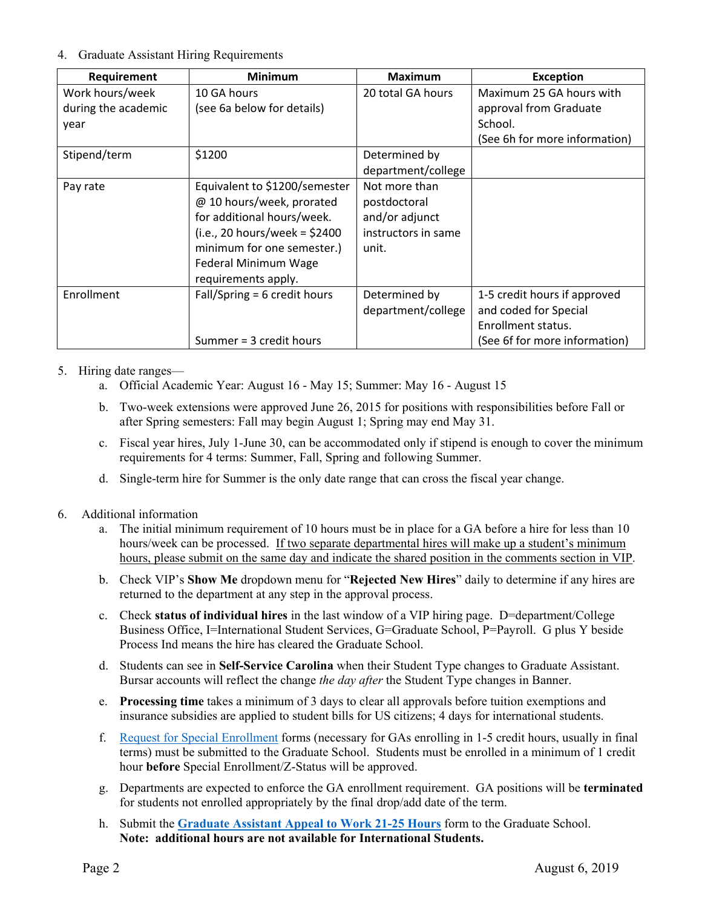4. Graduate Assistant Hiring Requirements

| Requirement | Minimum | Maximum | Exception |
|---|---|---|---|
| Work hours/week during the academic year | 10 GA hours (see 6a below for details) | 20 total GA hours | Maximum 25 GA hours with approval from Graduate School. (See 6h for more information) |
| Stipend/term | $1200 | Determined by department/college | |
| Pay rate | Equivalent to $1200/semester @ 10 hours/week, prorated for additional hours/week. (i.e., 20 hours/week = $2400 minimum for one semester.) Federal Minimum Wage requirements apply. | Not more than postdoctoral and/or adjunct instructors in same unit. | |
| Enrollment | Fall/Spring = 6 credit hours<br><br>Summer = 3 credit hours | Determined by department/college | 1-5 credit hours if approved and coded for Special Enrollment status. (See 6f for more information) |

5. Hiring date ranges—
   a. Official Academic Year: August 16 - May 15; Summer: May 16 - August 15
   b. Two-week extensions were approved June 26, 2015 for positions with responsibilities before Fall or after Spring semesters: Fall may begin August 1; Spring may end May 31.
   c. Fiscal year hires, July 1-June 30, can be accommodated only if stipend is enough to cover the minimum requirements for 4 terms: Summer, Fall, Spring and following Summer.
   d. Single-term hire for Summer is the only date range that can cross the fiscal year change.

6. Additional information
   a. The initial minimum requirement of 10 hours must be in place for a GA before a hire for less than 10 hours/week can be processed. If two separate departmental hires will make up a student's minimum hours, please submit on the same day and indicate the shared position in the comments section in VIP.
   b. Check VIP's **Show Me** dropdown menu for "**Rejected New Hires**" daily to determine if any hires are returned to the department at any step in the approval process.
   c. Check **status of individual hires** in the last window of a VIP hiring page. D=department/College Business Office, I=International Student Services, G=Graduate School, P=Payroll. G plus Y beside Process Ind means the hire has cleared the Graduate School.
   d. Students can see in **Self-Service Carolina** when their Student Type changes to Graduate Assistant. Bursar accounts will reflect the change *the day after* the Student Type changes in Banner.
   e. **Processing time** takes a minimum of 3 days to clear all approvals before tuition exemptions and insurance subsidies are applied to student bills for US citizens; 4 days for international students.
   f. Request for Special Enrollment forms (necessary for GAs enrolling in 1-5 credit hours, usually in final terms) must be submitted to the Graduate School. Students must be enrolled in a minimum of 1 credit hour **before** Special Enrollment/Z-Status will be approved.
   g. Departments are expected to enforce the GA enrollment requirement. GA positions will be **terminated** for students not enrolled appropriately by the final drop/add date of the term.
   h. Submit the **Graduate Assistant Appeal to Work 21-25 Hours** form to the Graduate School.
      **Note: additional hours are not available for International Students.**